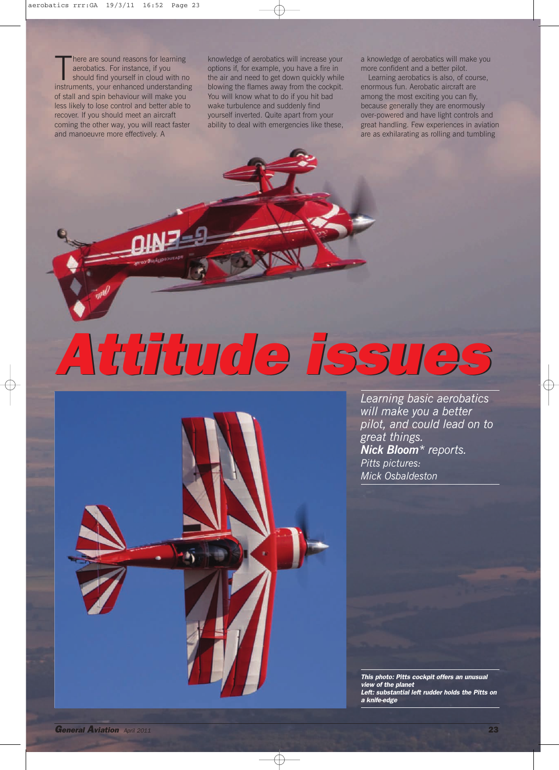# Attitude issues

*Learning basic aerobatics will make you a better pilot, and could lead on to great things.*
***Nick Bloom**\* reports.*
*Pitts pictures: Mick Osbaldeston*

There are sound reasons for learning aerobatics. For instance, if you should find yourself in cloud with no instruments, your enhanced understanding of stall and spin behaviour will make you less likely to lose control and better able to recover. If you should meet an aircraft coming the other way, you will react faster and manoeuvre more effectively. A knowledge of aerobatics will increase your options if, for example, you have a fire in the air and need to get down quickly while blowing the flames away from the cockpit. You will know what to do if you hit bad wake turbulence and suddenly find yourself inverted. Quite apart from your ability to deal with emergencies like these, a knowledge of aerobatics will make you more confident and a better pilot.

Learning aerobatics is also, of course, enormous fun. Aerobatic aircraft are among the most exciting you can fly, because generally they are enormously over-powered and have light controls and great handling. Few experiences in aviation are as exhilarating as rolling and tumbling

**This photo: Pitts cockpit offers an unusual view of the planet**
**Left: substantial left rudder holds the Pitts on a knife-edge**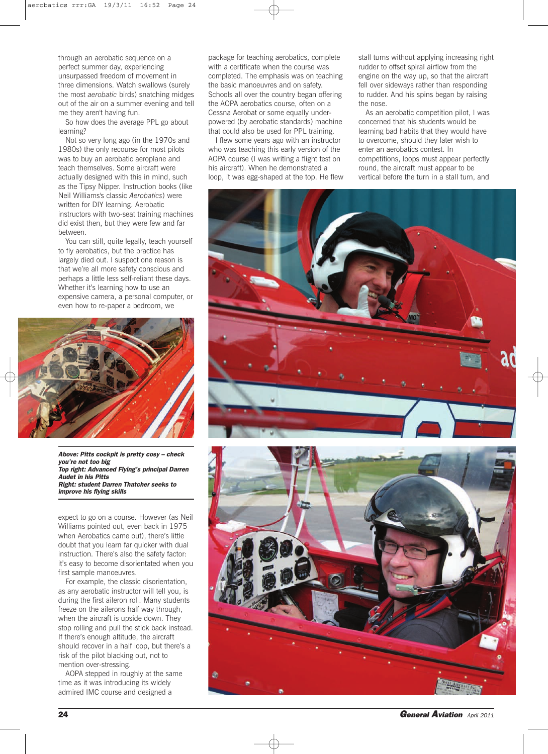through an aerobatic sequence on a perfect summer day, experiencing unsurpassed freedom of movement in three dimensions. Watch swallows (surely the most *aerobatic* birds) snatching midges out of the air on a summer evening and tell me they aren't having fun.

So how does the average PPL go about learning?

Not so very long ago (in the 1970s and 1980s) the only recourse for most pilots was to buy an aerobatic aeroplane and teach themselves. Some aircraft were actually designed with this in mind, such as the Tipsy Nipper. Instruction books (like Neil Williams's classic *Aerobatics*) were written for DIY learning. Aerobatic instructors with two-seat training machines did exist then, but they were few and far between.

You can still, quite legally, teach yourself to fly aerobatics, but the practice has largely died out. I suspect one reason is that we're all more safety conscious and perhaps a little less self-reliant these days. Whether it's learning how to use an expensive camera, a personal computer, or even how to re-paper a bedroom, we expect to go on a course. However (as Neil Williams pointed out, even back in 1975 when Aerobatics came out), there's little doubt that you learn far quicker with dual instruction. There's also the safety factor: it's easy to become disorientated when you first sample manoeuvres.

For example, the classic disorientation, as any aerobatic instructor will tell you, is during the first aileron roll. Many students freeze on the ailerons half way through, when the aircraft is upside down. They stop rolling and pull the stick back instead. If there's enough altitude, the aircraft should recover in a half loop, but there's a risk of the pilot blacking out, not to mention over-stressing.

AOPA stepped in roughly at the same time as it was introducing its widely admired IMC course and designed a package for teaching aerobatics, complete with a certificate when the course was completed. The emphasis was on teaching the basic manoeuvres and on safety. Schools all over the country began offering the AOPA aerobatics course, often on a Cessna Aerobat or some equally under-powered (by aerobatic standards) machine that could also be used for PPL training.

I flew some years ago with an instructor who was teaching this early version of the AOPA course (I was writing a flight test on his aircraft). When he demonstrated a loop, it was egg-shaped at the top. He flew stall turns without applying increasing right rudder to offset spiral airflow from the engine on the way up, so that the aircraft fell over sideways rather than responding to rudder. And his spins began by raising the nose.

As an aerobatic competition pilot, I was concerned that his students would be learning bad habits that they would have to overcome, should they later wish to enter an aerobatics contest. In competitions, loops must appear perfectly round, the aircraft must appear to be vertical before the turn in a stall turn, and

***Above: Pitts cockpit is pretty cosy – check you're not too big***
***Top right: Advanced Flying's principal Darren Audet in his Pitts***
***Right: student Darren Thatcher seeks to improve his flying skills***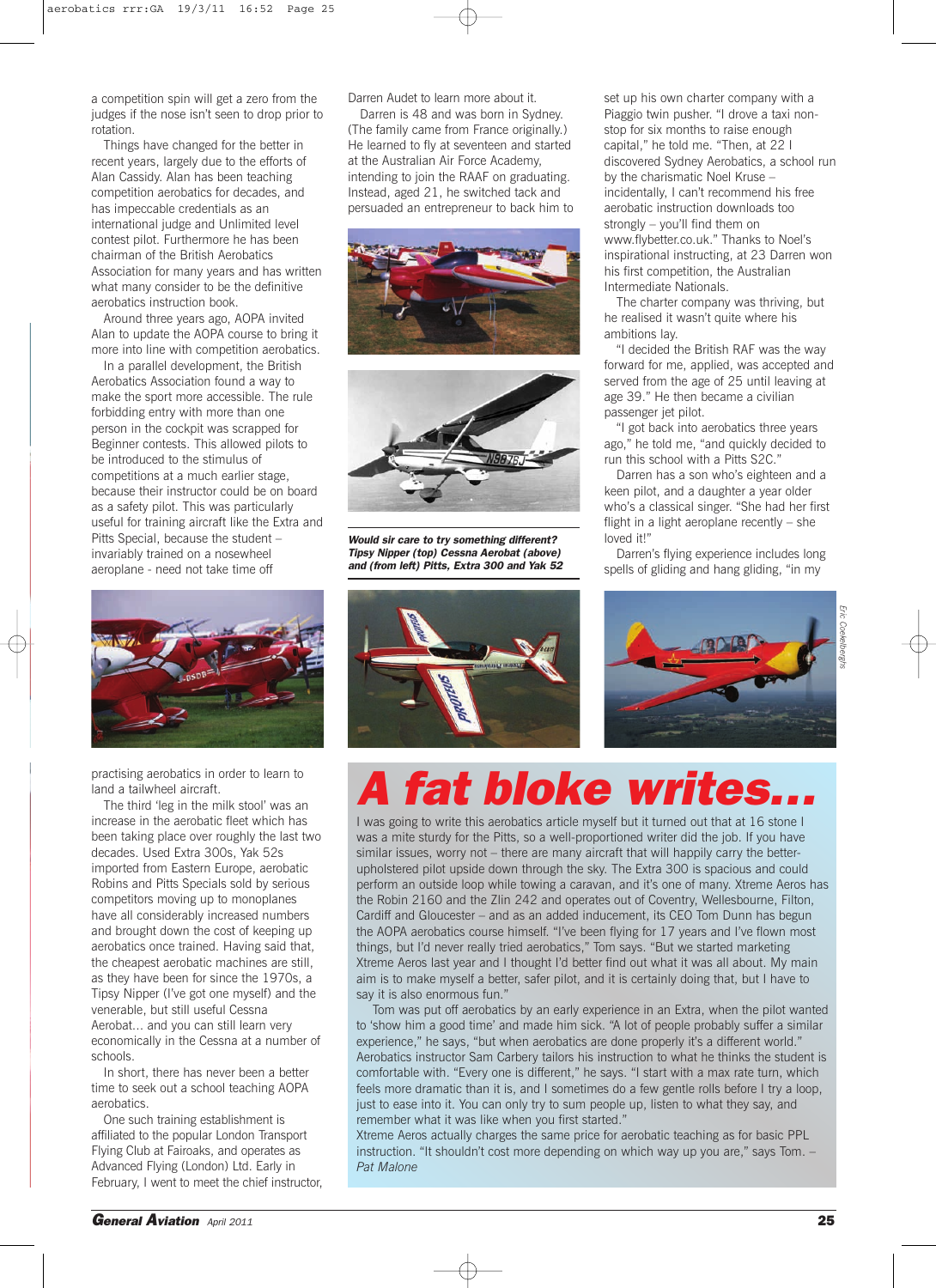a competition spin will get a zero from the judges if the nose isn't seen to drop prior to rotation.

Things have changed for the better in recent years, largely due to the efforts of Alan Cassidy. Alan has been teaching competition aerobatics for decades, and has impeccable credentials as an international judge and Unlimited level contest pilot. Furthermore he has been chairman of the British Aerobatics Association for many years and has written what many consider to be the definitive aerobatics instruction book.

Around three years ago, AOPA invited Alan to update the AOPA course to bring it more into line with competition aerobatics.

In a parallel development, the British Aerobatics Association found a way to make the sport more accessible. The rule forbidding entry with more than one person in the cockpit was scrapped for Beginner contests. This allowed pilots to be introduced to the stimulus of competitions at a much earlier stage, because their instructor could be on board as a safety pilot. This was particularly useful for training aircraft like the Extra and Pitts Special, because the student – invariably trained on a nosewheel aeroplane - need not take time off practising aerobatics in order to learn to land a tailwheel aircraft.

The third 'leg in the milk stool' was an increase in the aerobatic fleet which has been taking place over roughly the last two decades. Used Extra 300s, Yak 52s imported from Eastern Europe, aerobatic Robins and Pitts Specials sold by serious competitors moving up to monoplanes have all considerably increased numbers and brought down the cost of keeping up aerobatics once trained. Having said that, the cheapest aerobatic machines are still, as they have been for since the 1970s, a Tipsy Nipper (I've got one myself) and the venerable, but still useful Cessna Aerobat... and you can still learn very economically in the Cessna at a number of schools.

In short, there has never been a better time to seek out a school teaching AOPA aerobatics.

One such training establishment is affiliated to the popular London Transport Flying Club at Fairoaks, and operates as Advanced Flying (London) Ltd. Early in February, I went to meet the chief instructor, Darren Audet to learn more about it.

Darren is 48 and was born in Sydney. (The family came from France originally.) He learned to fly at seventeen and started at the Australian Air Force Academy, intending to join the RAAF on graduating. Instead, aged 21, he switched tack and persuaded an entrepreneur to back him to set up his own charter company with a Piaggio twin pusher. "I drove a taxi non-stop for six months to raise enough capital," he told me. "Then, at 22 I discovered Sydney Aerobatics, a school run by the charismatic Noel Kruse – incidentally, I can't recommend his free aerobatic instruction downloads too strongly – you'll find them on www.flybetter.co.uk." Thanks to Noel's inspirational instructing, at 23 Darren won his first competition, the Australian Intermediate Nationals.

The charter company was thriving, but he realised it wasn't quite where his ambitions lay.

"I decided the British RAF was the way forward for me, applied, was accepted and served from the age of 25 until leaving at age 39." He then became a civilian passenger jet pilot.

"I got back into aerobatics three years ago," he told me, "and quickly decided to run this school with a Pitts S2C."

Darren has a son who's eighteen and a keen pilot, and a daughter a year older who's a classical singer. "She had her first flight in a light aeroplane recently – she loved it!"

Darren's flying experience includes long spells of gliding and hang gliding, "in my

***Would sir care to try something different? Tipsy Nipper (top) Cessna Aerobat (above) and (from left) Pitts, Extra 300 and Yak 52***

Eric Coeckelberghs

# A fat bloke writes...

I was going to write this aerobatics article myself but it turned out that at 16 stone I was a mite sturdy for the Pitts, so a well-proportioned writer did the job. If you have similar issues, worry not – there are many aircraft that will happily carry the better-upholstered pilot upside down through the sky. The Extra 300 is spacious and could perform an outside loop while towing a caravan, and it's one of many. Xtreme Aeros has the Robin 2160 and the Zlin 242 and operates out of Coventry, Wellesbourne, Filton, Cardiff and Gloucester – and as an added inducement, its CEO Tom Dunn has begun the AOPA aerobatics course himself. "I've been flying for 17 years and I've flown most things, but I'd never really tried aerobatics," Tom says. "But we started marketing Xtreme Aeros last year and I thought I'd better find out what it was all about. My main aim is to make myself a better, safer pilot, and it is certainly doing that, but I have to say it is also enormous fun."

Tom was put off aerobatics by an early experience in an Extra, when the pilot wanted to 'show him a good time' and made him sick. "A lot of people probably suffer a similar experience," he says, "but when aerobatics are done properly it's a different world." Aerobatics instructor Sam Carbery tailors his instruction to what he thinks the student is comfortable with. "Every one is different," he says. "I start with a max rate turn, which feels more dramatic than it is, and I sometimes do a few gentle rolls before I try a loop, just to ease into it. You can only try to sum people up, listen to what they say, and remember what it was like when you first started."

Xtreme Aeros actually charges the same price for aerobatic teaching as for basic PPL instruction. "It shouldn't cost more depending on which way up you are," says Tom. – *Pat Malone*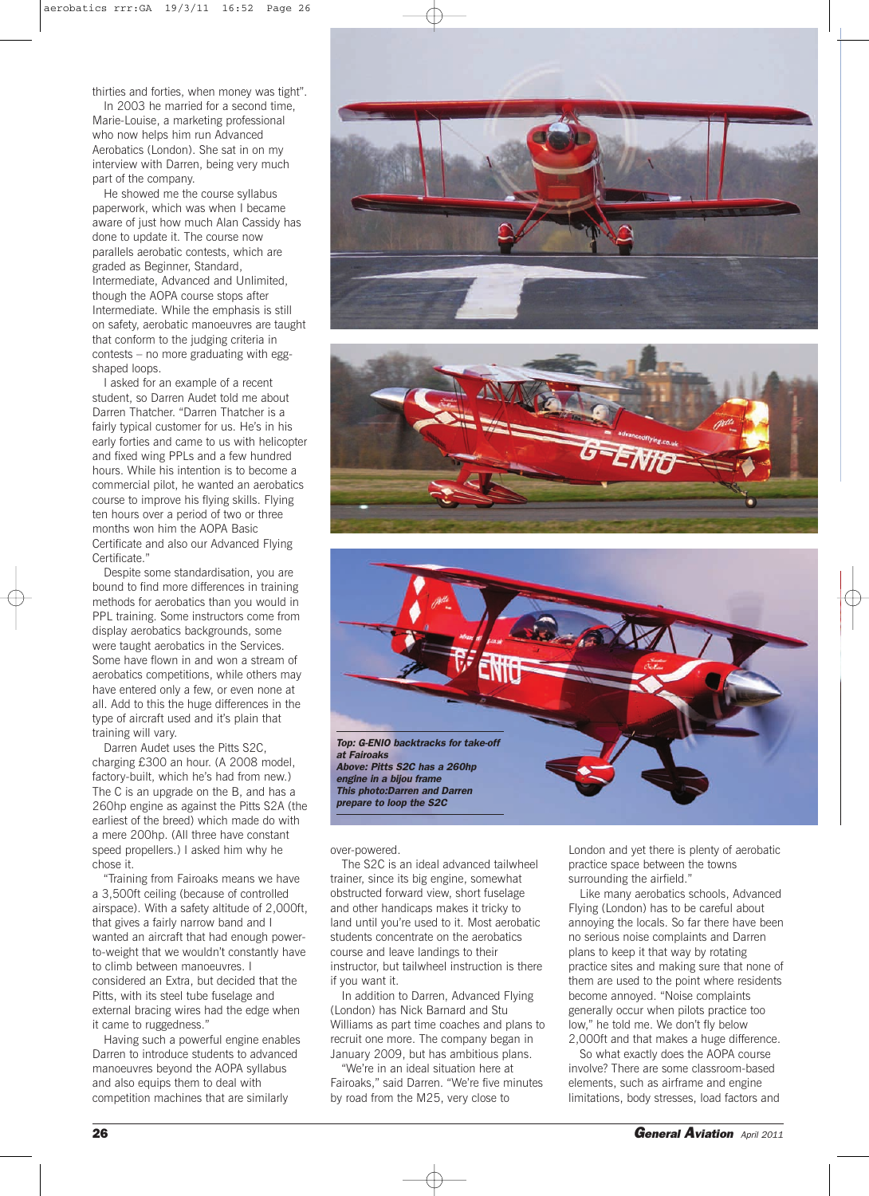thirties and forties, when money was tight".

In 2003 he married for a second time, Marie-Louise, a marketing professional who now helps him run Advanced Aerobatics (London). She sat in on my interview with Darren, being very much part of the company.

He showed me the course syllabus paperwork, which was when I became aware of just how much Alan Cassidy has done to update it. The course now parallels aerobatic contests, which are graded as Beginner, Standard, Intermediate, Advanced and Unlimited, though the AOPA course stops after Intermediate. While the emphasis is still on safety, aerobatic manoeuvres are taught that conform to the judging criteria in contests – no more graduating with egg-shaped loops.

I asked for an example of a recent student, so Darren Audet told me about Darren Thatcher. "Darren Thatcher is a fairly typical customer for us. He's in his early forties and came to us with helicopter and fixed wing PPLs and a few hundred hours. While his intention is to become a commercial pilot, he wanted an aerobatics course to improve his flying skills. Flying ten hours over a period of two or three months won him the AOPA Basic Certificate and also our Advanced Flying Certificate."

Despite some standardisation, you are bound to find more differences in training methods for aerobatics than you would in PPL training. Some instructors come from display aerobatics backgrounds, some were taught aerobatics in the Services. Some have flown in and won a stream of aerobatics competitions, while others may have entered only a few, or even none at all. Add to this the huge differences in the type of aircraft used and it's plain that training will vary.

Darren Audet uses the Pitts S2C, charging £300 an hour. (A 2008 model, factory-built, which he's had from new.) The C is an upgrade on the B, and has a 260hp engine as against the Pitts S2A (the earliest of the breed) which made do with a mere 200hp. (All three have constant speed propellers.) I asked him why he chose it.

"Training from Fairoaks means we have a 3,500ft ceiling (because of controlled airspace). With a safety altitude of 2,000ft, that gives a fairly narrow band and I wanted an aircraft that had enough power-to-weight that we wouldn't constantly have to climb between manoeuvres. I considered an Extra, but decided that the Pitts, with its steel tube fuselage and external bracing wires had the edge when it came to ruggedness."

Having such a powerful engine enables Darren to introduce students to advanced manoeuvres beyond the AOPA syllabus and also equips them to deal with competition machines that are similarly over-powered.

The S2C is an ideal advanced tailwheel trainer, since its big engine, somewhat obstructed forward view, short fuselage and other handicaps makes it tricky to land until you're used to it. Most aerobatic students concentrate on the aerobatics course and leave landings to their instructor, but tailwheel instruction is there if you want it.

In addition to Darren, Advanced Flying (London) has Nick Barnard and Stu Williams as part time coaches and plans to recruit one more. The company began in January 2009, but has ambitious plans.

"We're in an ideal situation here at Fairoaks," said Darren. "We're five minutes by road from the M25, very close to London and yet there is plenty of aerobatic practice space between the towns surrounding the airfield."

Like many aerobatics schools, Advanced Flying (London) has to be careful about annoying the locals. So far there have been no serious noise complaints and Darren plans to keep it that way by rotating practice sites and making sure that none of them are used to the point where residents become annoyed. "Noise complaints generally occur when pilots practice too low," he told me. We don't fly below 2,000ft and that makes a huge difference.

So what exactly does the AOPA course involve? There are some classroom-based elements, such as airframe and engine limitations, body stresses, load factors and

***Top: G-ENIO backtracks for take-off at Fairoaks***
***Above: Pitts S2C has a 260hp engine in a bijou frame***
***This photo:Darren and Darren prepare to loop the S2C***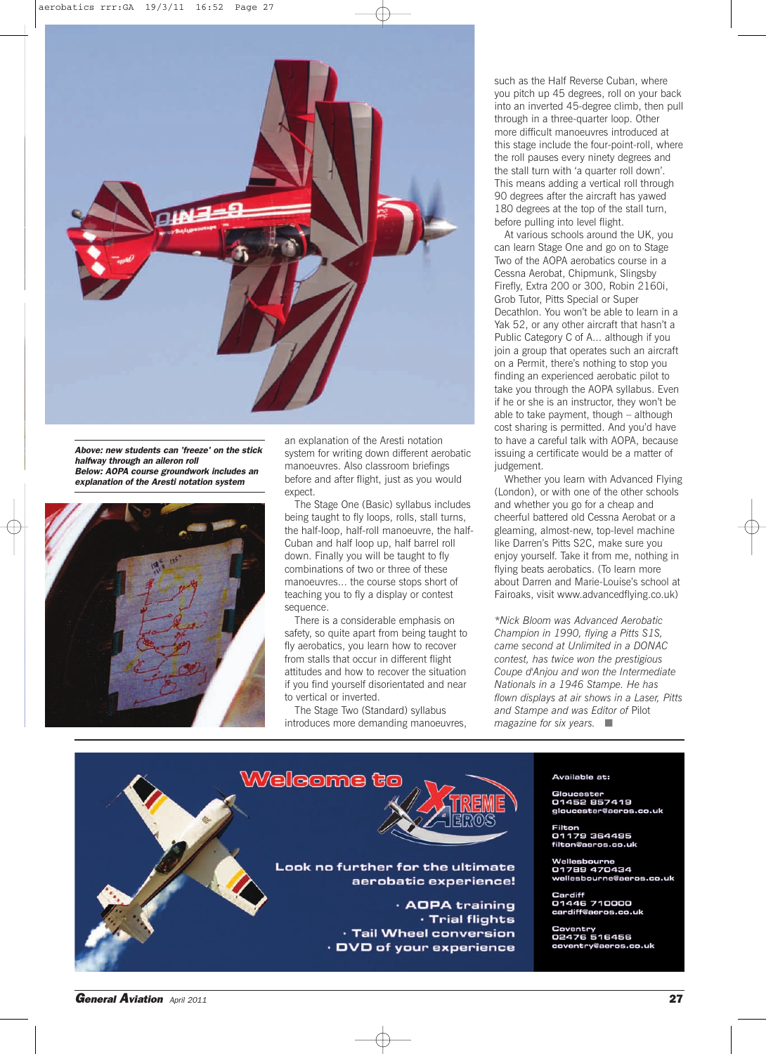*Above: new students can 'freeze' on the stick halfway through an aileron roll*
*Below: AOPA course groundwork includes an explanation of the Aresti notation system*

an explanation of the Aresti notation system for writing down different aerobatic manoeuvres. Also classroom briefings before and after flight, just as you would expect.

The Stage One (Basic) syllabus includes being taught to fly loops, rolls, stall turns, the half-loop, half-roll manoeuvre, the half-Cuban and half loop up, half barrel roll down. Finally you will be taught to fly combinations of two or three of these manoeuvres... the course stops short of teaching you to fly a display or contest sequence.

There is a considerable emphasis on safety, so quite apart from being taught to fly aerobatics, you learn how to recover from stalls that occur in different flight attitudes and how to recover the situation if you find yourself disorientated and near to vertical or inverted.

The Stage Two (Standard) syllabus introduces more demanding manoeuvres, such as the Half Reverse Cuban, where you pitch up 45 degrees, roll on your back into an inverted 45-degree climb, then pull through in a three-quarter loop. Other more difficult manoeuvres introduced at this stage include the four-point-roll, where the roll pauses every ninety degrees and the stall turn with 'a quarter roll down'. This means adding a vertical roll through 90 degrees after the aircraft has yawed 180 degrees at the top of the stall turn, before pulling into level flight.

At various schools around the UK, you can learn Stage One and go on to Stage Two of the AOPA aerobatics course in a Cessna Aerobat, Chipmunk, Slingsby Firefly, Extra 200 or 300, Robin 2160i, Grob Tutor, Pitts Special or Super Decathlon. You won't be able to learn in a Yak 52, or any other aircraft that hasn't a Public Category C of A... although if you join a group that operates such an aircraft on a Permit, there's nothing to stop you finding an experienced aerobatic pilot to take you through the AOPA syllabus. Even if he or she is an instructor, they won't be able to take payment, though – although cost sharing is permitted. And you'd have to have a careful talk with AOPA, because issuing a certificate would be a matter of judgement.

Whether you learn with Advanced Flying (London), or with one of the other schools and whether you go for a cheap and cheerful battered old Cessna Aerobat or a gleaming, almost-new, top-level machine like Darren's Pitts S2C, make sure you enjoy yourself. Take it from me, nothing in flying beats aerobatics. (To learn more about Darren and Marie-Louise's school at Fairoaks, visit www.advancedflying.co.uk)

*\*Nick Bloom was Advanced Aerobatic Champion in 1990, flying a Pitts S1S, came second at Unlimited in a DONAC contest, has twice won the prestigious Coupe d'Anjou and won the Intermediate Nationals in a 1946 Stampe. He has flown displays at air shows in a Laser, Pitts and Stampe and was Editor of* Pilot *magazine for six years.* ■

---

**Welcome to XTREME AEROS**

**Look no further for the ultimate aerobatic experience!**

- AOPA training
- Trial flights
- Tail Wheel conversion
- DVD of your experience

**Available at:**

**Gloucester**
01452 857419
gloucester@aeros.co.uk

**Filton**
01179 364495
filton@aeros.co.uk

**Wellesbourne**
01789 470434
wellesbourne@aeros.co.uk

**Cardiff**
01446 710000
cardiff@aeros.co.uk

**Coventry**
02476 516456
coventry@aeros.co.uk